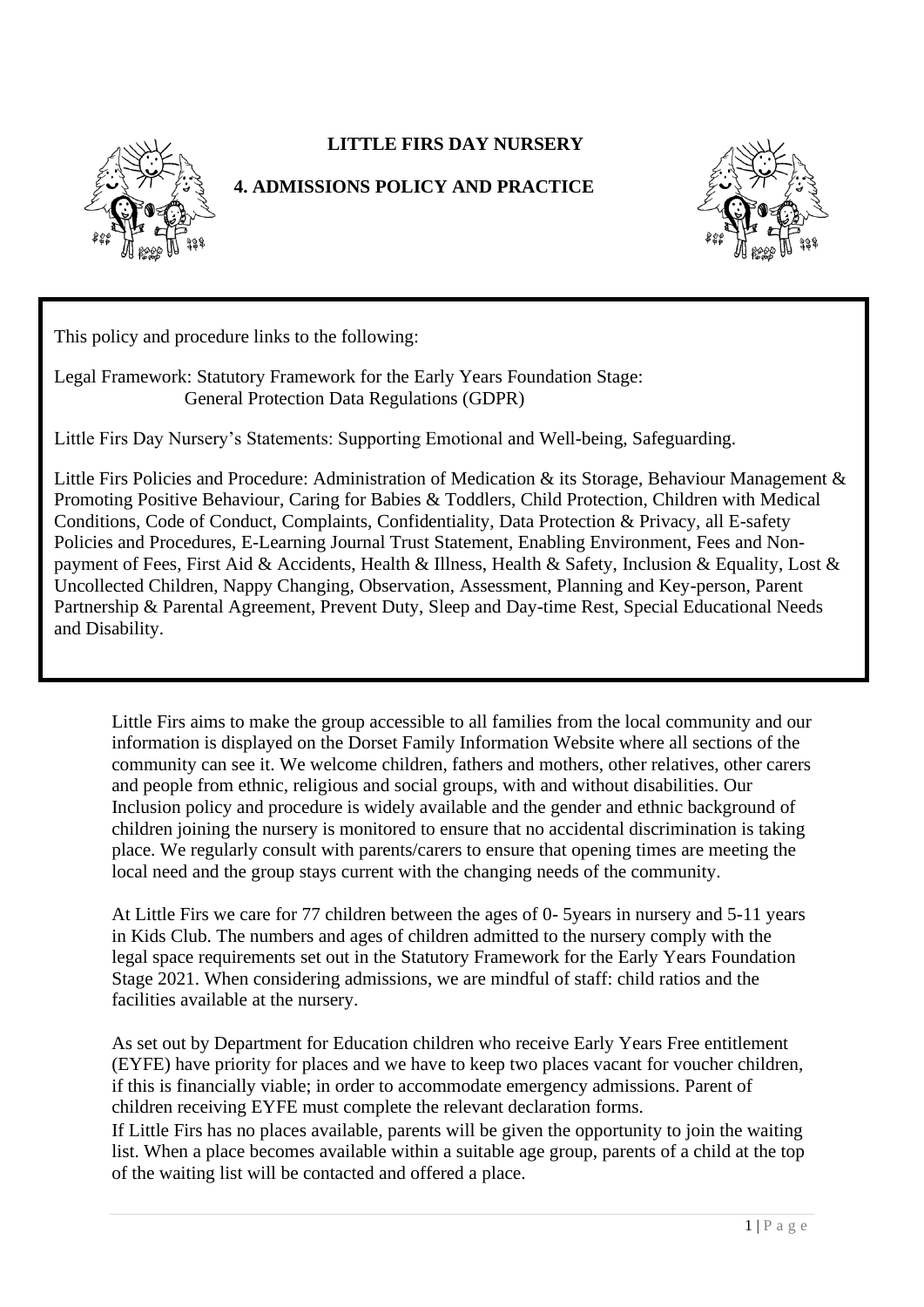# LITTLE FIRS DAY NURSERY

## 4. ADMISSIONS POLICY AND PRACTICE

This policy and procedure links to the following:

Legal Framework: Statutory Framework for the Early Years Foundation Stage:
General Protection Data Regulations (GDPR)

Little Firs Day Nursery's Statements: Supporting Emotional and Well-being, Safeguarding.

Little Firs Policies and Procedure: Administration of Medication & its Storage, Behaviour Management & Promoting Positive Behaviour, Caring for Babies & Toddlers, Child Protection, Children with Medical Conditions, Code of Conduct, Complaints, Confidentiality, Data Protection & Privacy, all E-safety Policies and Procedures, E-Learning Journal Trust Statement, Enabling Environment, Fees and Non-payment of Fees, First Aid & Accidents, Health & Illness, Health & Safety, Inclusion & Equality, Lost & Uncollected Children, Nappy Changing, Observation, Assessment, Planning and Key-person, Parent Partnership & Parental Agreement, Prevent Duty, Sleep and Day-time Rest, Special Educational Needs and Disability.

Little Firs aims to make the group accessible to all families from the local community and our information is displayed on the Dorset Family Information Website where all sections of the community can see it. We welcome children, fathers and mothers, other relatives, other carers and people from ethnic, religious and social groups, with and without disabilities. Our Inclusion policy and procedure is widely available and the gender and ethnic background of children joining the nursery is monitored to ensure that no accidental discrimination is taking place. We regularly consult with parents/carers to ensure that opening times are meeting the local need and the group stays current with the changing needs of the community.

At Little Firs we care for 77 children between the ages of 0- 5years in nursery and 5-11 years in Kids Club. The numbers and ages of children admitted to the nursery comply with the legal space requirements set out in the Statutory Framework for the Early Years Foundation Stage 2021. When considering admissions, we are mindful of staff: child ratios and the facilities available at the nursery.

As set out by Department for Education children who receive Early Years Free entitlement (EYFE) have priority for places and we have to keep two places vacant for voucher children, if this is financially viable; in order to accommodate emergency admissions. Parent of children receiving EYFE must complete the relevant declaration forms.
If Little Firs has no places available, parents will be given the opportunity to join the waiting list. When a place becomes available within a suitable age group, parents of a child at the top of the waiting list will be contacted and offered a place.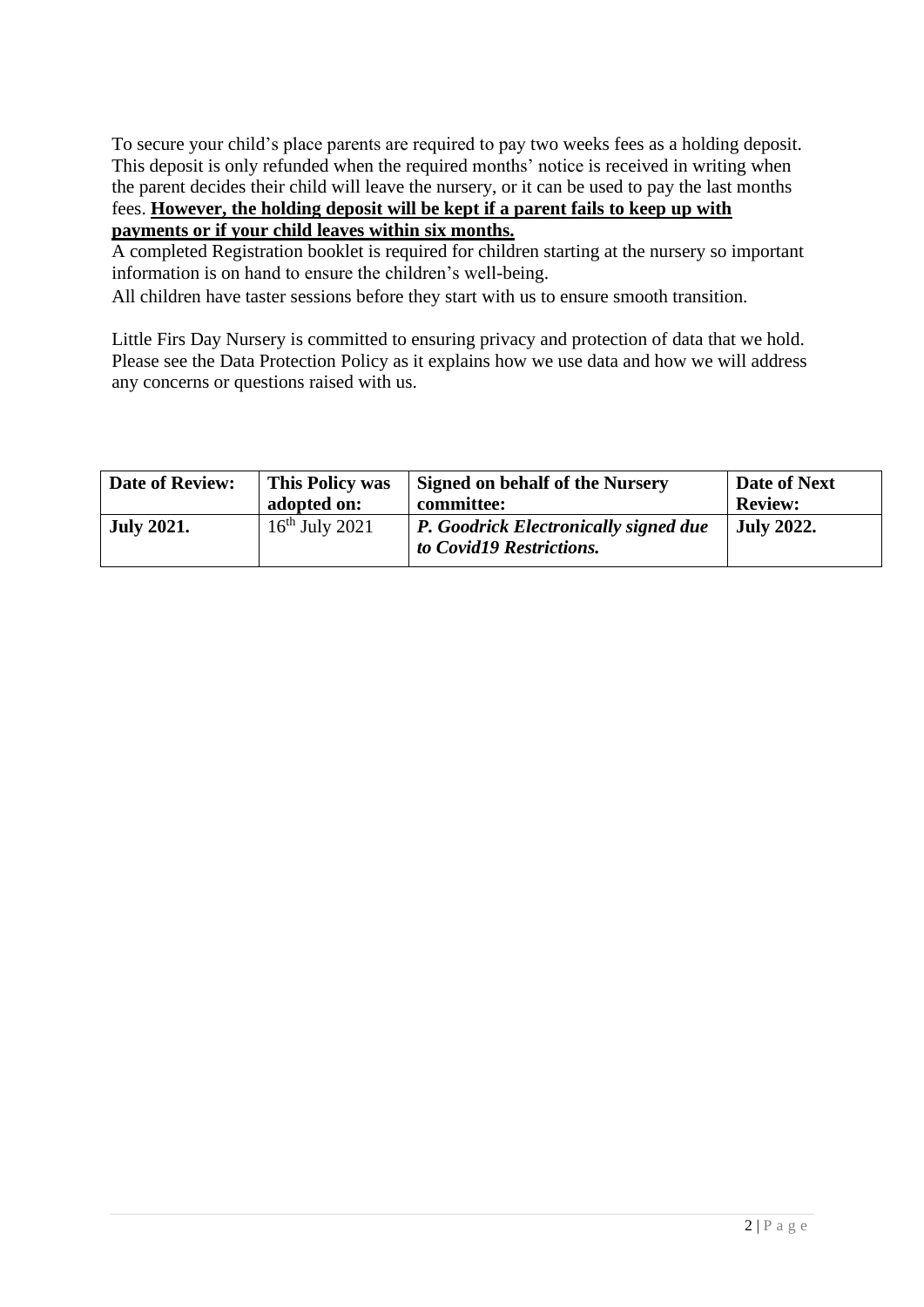To secure your child's place parents are required to pay two weeks fees as a holding deposit. This deposit is only refunded when the required months' notice is received in writing when the parent decides their child will leave the nursery, or it can be used to pay the last months fees. **However, the holding deposit will be kept if a parent fails to keep up with payments or if your child leaves within six months.**

A completed Registration booklet is required for children starting at the nursery so important information is on hand to ensure the children's well-being.

All children have taster sessions before they start with us to ensure smooth transition.

Little Firs Day Nursery is committed to ensuring privacy and protection of data that we hold. Please see the Data Protection Policy as it explains how we use data and how we will address any concerns or questions raised with us.

| **Date of Review:** | **This Policy was adopted on:** | **Signed on behalf of the Nursery committee:** | **Date of Next Review:** |
| --- | --- | --- | --- |
| **July 2021.** | 16th July 2021 | ***P. Goodrick Electronically signed due to Covid19 Restrictions.*** | **July 2022.** |